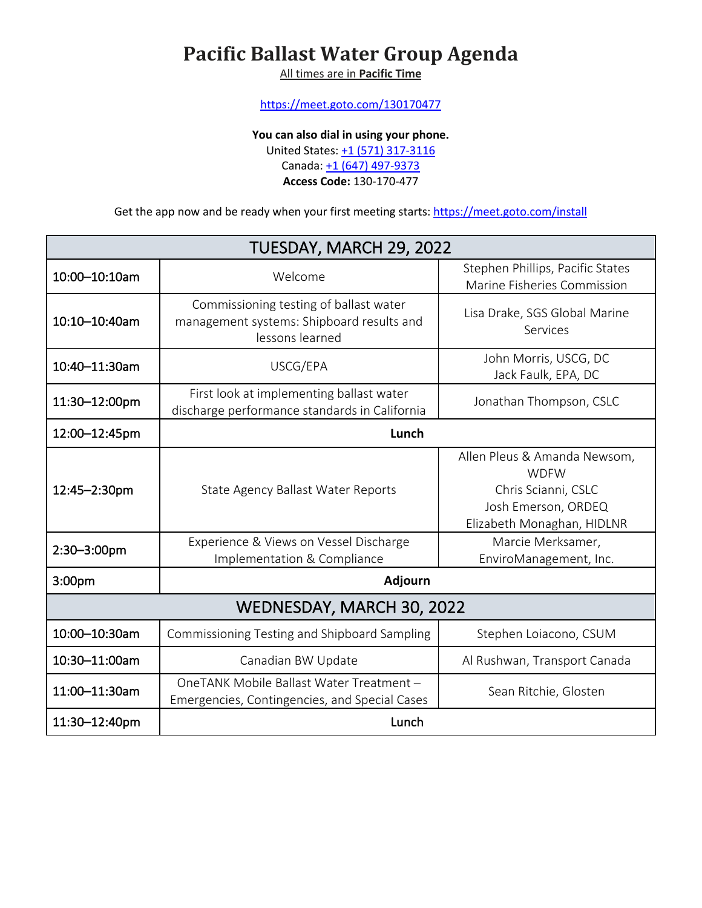# Pacific Ballast Water Group Agenda

All times are in **Pacific Time**

https://meet.goto.com/130170477

**You can also dial in using your phone.**
United States: +1 (571) 317-3116
Canada: +1 (647) 497-9373
**Access Code:** 130-170-477

Get the app now and be ready when your first meeting starts: https://meet.goto.com/install

| TUESDAY, MARCH 29, 2022 | | |
|---|---|---|
| 10:00–10:10am | Welcome | Stephen Phillips, Pacific States Marine Fisheries Commission |
| 10:10–10:40am | Commissioning testing of ballast water management systems: Shipboard results and lessons learned | Lisa Drake, SGS Global Marine Services |
| 10:40–11:30am | USCG/EPA | John Morris, USCG, DC<br>Jack Faulk, EPA, DC |
| 11:30–12:00pm | First look at implementing ballast water discharge performance standards in California | Jonathan Thompson, CSLC |
| 12:00–12:45pm | **Lunch** | |
| 12:45–2:30pm | State Agency Ballast Water Reports | Allen Pleus & Amanda Newsom, WDFW<br>Chris Scianni, CSLC<br>Josh Emerson, ORDEQ<br>Elizabeth Monaghan, HIDLNR |
| 2:30–3:00pm | Experience & Views on Vessel Discharge Implementation & Compliance | Marcie Merksamer, EnviroManagement, Inc. |
| 3:00pm | **Adjourn** | |
| **WEDNESDAY, MARCH 30, 2022** | | |
| 10:00–10:30am | Commissioning Testing and Shipboard Sampling | Stephen Loiacono, CSUM |
| 10:30–11:00am | Canadian BW Update | Al Rushwan, Transport Canada |
| 11:00–11:30am | OneTANK Mobile Ballast Water Treatment – Emergencies, Contingencies, and Special Cases | Sean Ritchie, Glosten |
| 11:30–12:40pm | Lunch | |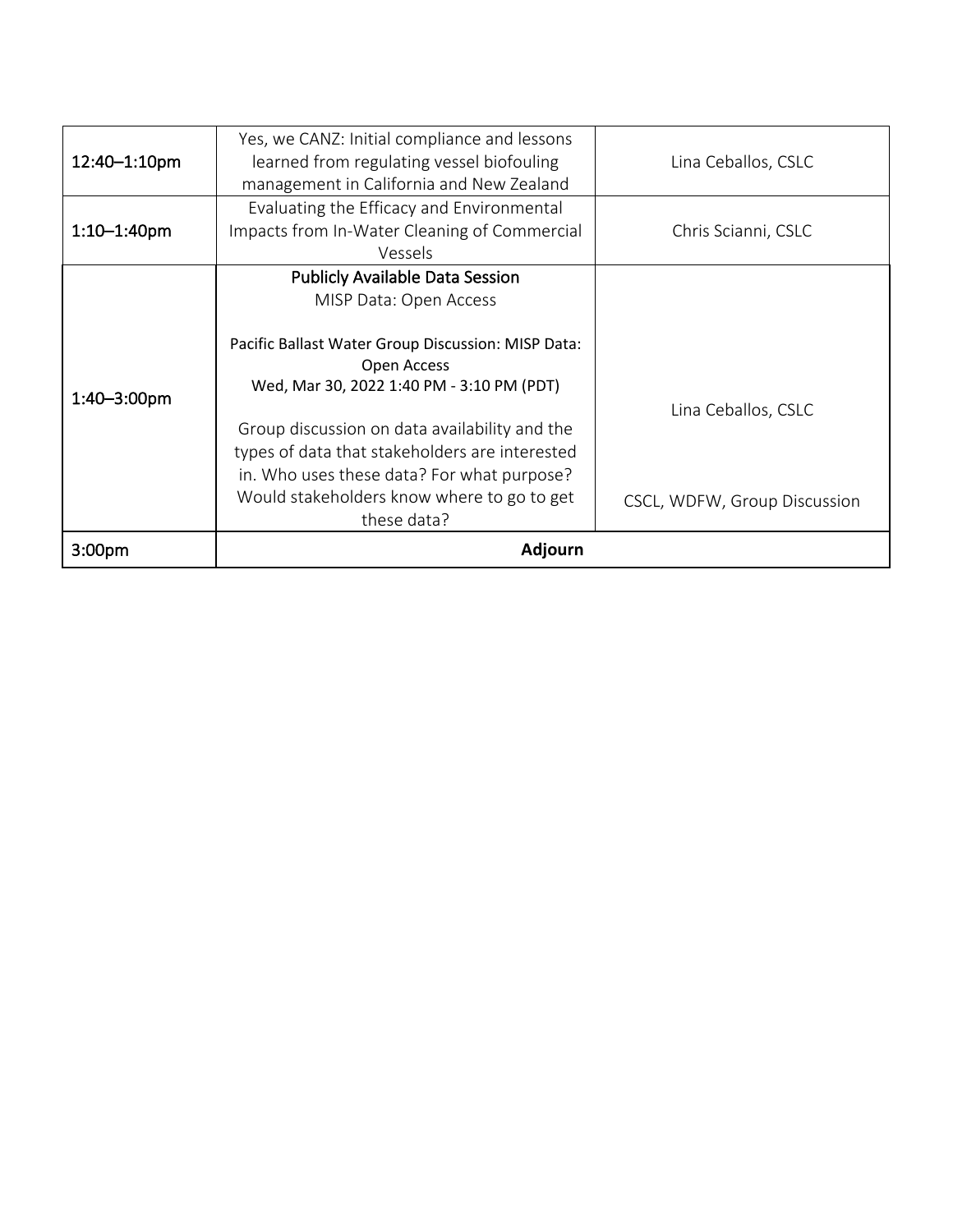| | | |
|---|---|---|
| 12:40–1:10pm | Yes, we CANZ: Initial compliance and lessons learned from regulating vessel biofouling management in California and New Zealand | Lina Ceballos, CSLC |
| 1:10–1:40pm | Evaluating the Efficacy and Environmental Impacts from In-Water Cleaning of Commercial Vessels | Chris Scianni, CSLC |
| 1:40–3:00pm | Publicly Available Data Session<br>MISP Data: Open Access<br><br>Pacific Ballast Water Group Discussion: MISP Data: Open Access<br>Wed, Mar 30, 2022 1:40 PM - 3:10 PM (PDT)<br><br>Group discussion on data availability and the types of data that stakeholders are interested in. Who uses these data? For what purpose? Would stakeholders know where to go to get these data? | Lina Ceballos, CSLC<br><br>CSCL, WDFW, Group Discussion |
| 3:00pm | **Adjourn** | |